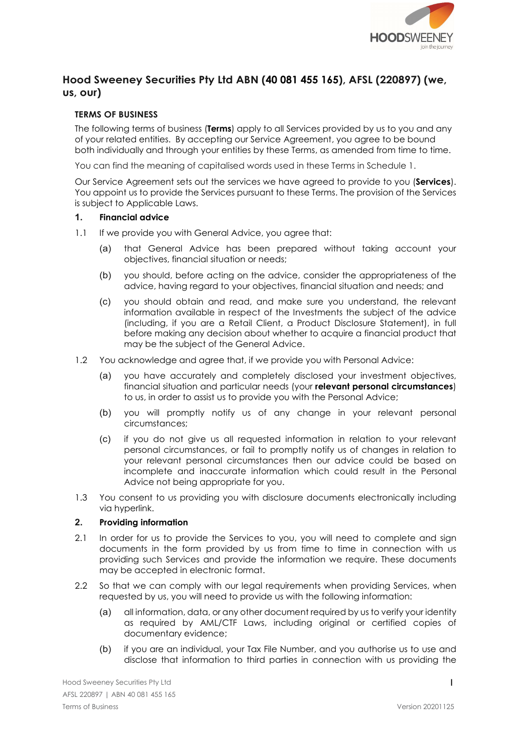# Hood Sweeney Securities Pty Ltd ABN (40 081 455 165), AFSL (220897) (we, us, our)

## TERMS OF BUSINESS

The following terms of business (**Terms**) apply to all Services provided by us to you and any of your related entities. By accepting our Service Agreement, you agree to be bound both individually and through your entities by these Terms, as amended from time to time.

You can find the meaning of capitalised words used in these Terms in Schedule 1.

Our Service Agreement sets out the services we have agreed to provide to you (**Services**). You appoint us to provide the Services pursuant to these Terms. The provision of the Services is subject to Applicable Laws.

### 1. Financial advice

1.1 If we provide you with General Advice, you agree that:

(a) that General Advice has been prepared without taking account your objectives, financial situation or needs;

(b) you should, before acting on the advice, consider the appropriateness of the advice, having regard to your objectives, financial situation and needs; and

(c) you should obtain and read, and make sure you understand, the relevant information available in respect of the Investments the subject of the advice (including, if you are a Retail Client, a Product Disclosure Statement), in full before making any decision about whether to acquire a financial product that may be the subject of the General Advice.

1.2 You acknowledge and agree that, if we provide you with Personal Advice:

(a) you have accurately and completely disclosed your investment objectives, financial situation and particular needs (your **relevant personal circumstances**) to us, in order to assist us to provide you with the Personal Advice;

(b) you will promptly notify us of any change in your relevant personal circumstances;

(c) if you do not give us all requested information in relation to your relevant personal circumstances, or fail to promptly notify us of changes in relation to your relevant personal circumstances then our advice could be based on incomplete and inaccurate information which could result in the Personal Advice not being appropriate for you.

1.3 You consent to us providing you with disclosure documents electronically including via hyperlink.

### 2. Providing information

2.1 In order for us to provide the Services to you, you will need to complete and sign documents in the form provided by us from time to time in connection with us providing such Services and provide the information we require. These documents may be accepted in electronic format.

2.2 So that we can comply with our legal requirements when providing Services, when requested by us, you will need to provide us with the following information:

(a) all information, data, or any other document required by us to verify your identity as required by AML/CTF Laws, including original or certified copies of documentary evidence;

(b) if you are an individual, your Tax File Number, and you authorise us to use and disclose that information to third parties in connection with us providing the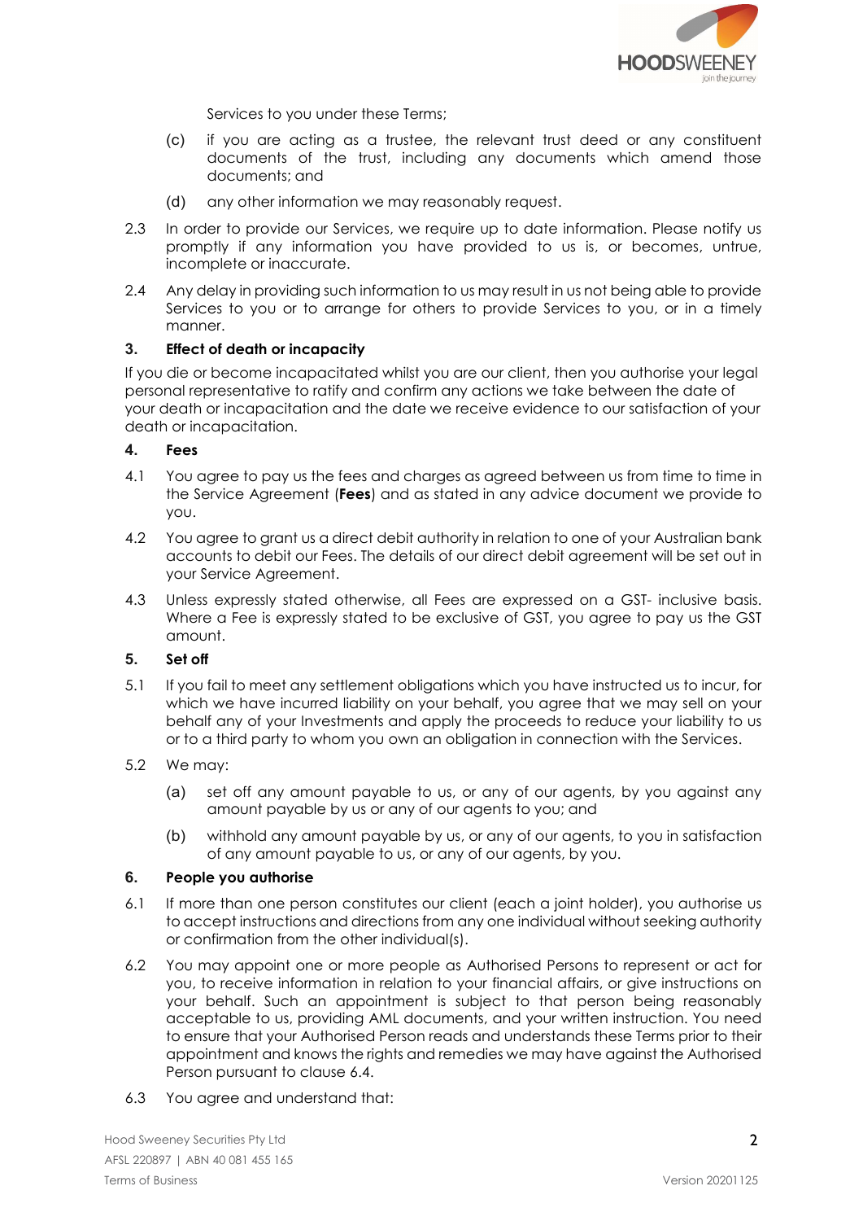Services to you under these Terms;

(c) if you are acting as a trustee, the relevant trust deed or any constituent documents of the trust, including any documents which amend those documents; and

(d) any other information we may reasonably request.

2.3 In order to provide our Services, we require up to date information. Please notify us promptly if any information you have provided to us is, or becomes, untrue, incomplete or inaccurate.

2.4 Any delay in providing such information to us may result in us not being able to provide Services to you or to arrange for others to provide Services to you, or in a timely manner.

### 3. Effect of death or incapacity

If you die or become incapacitated whilst you are our client, then you authorise your legal personal representative to ratify and confirm any actions we take between the date of your death or incapacitation and the date we receive evidence to our satisfaction of your death or incapacitation.

### 4. Fees

4.1 You agree to pay us the fees and charges as agreed between us from time to time in the Service Agreement (**Fees**) and as stated in any advice document we provide to you.

4.2 You agree to grant us a direct debit authority in relation to one of your Australian bank accounts to debit our Fees. The details of our direct debit agreement will be set out in your Service Agreement.

4.3 Unless expressly stated otherwise, all Fees are expressed on a GST- inclusive basis. Where a Fee is expressly stated to be exclusive of GST, you agree to pay us the GST amount.

### 5. Set off

5.1 If you fail to meet any settlement obligations which you have instructed us to incur, for which we have incurred liability on your behalf, you agree that we may sell on your behalf any of your Investments and apply the proceeds to reduce your liability to us or to a third party to whom you own an obligation in connection with the Services.

5.2 We may:

(a) set off any amount payable to us, or any of our agents, by you against any amount payable by us or any of our agents to you; and

(b) withhold any amount payable by us, or any of our agents, to you in satisfaction of any amount payable to us, or any of our agents, by you.

### 6. People you authorise

6.1 If more than one person constitutes our client (each a joint holder), you authorise us to accept instructions and directions from any one individual without seeking authority or confirmation from the other individual(s).

6.2 You may appoint one or more people as Authorised Persons to represent or act for you, to receive information in relation to your financial affairs, or give instructions on your behalf. Such an appointment is subject to that person being reasonably acceptable to us, providing AML documents, and your written instruction. You need to ensure that your Authorised Person reads and understands these Terms prior to their appointment and knows the rights and remedies we may have against the Authorised Person pursuant to clause 6.4.

6.3 You agree and understand that: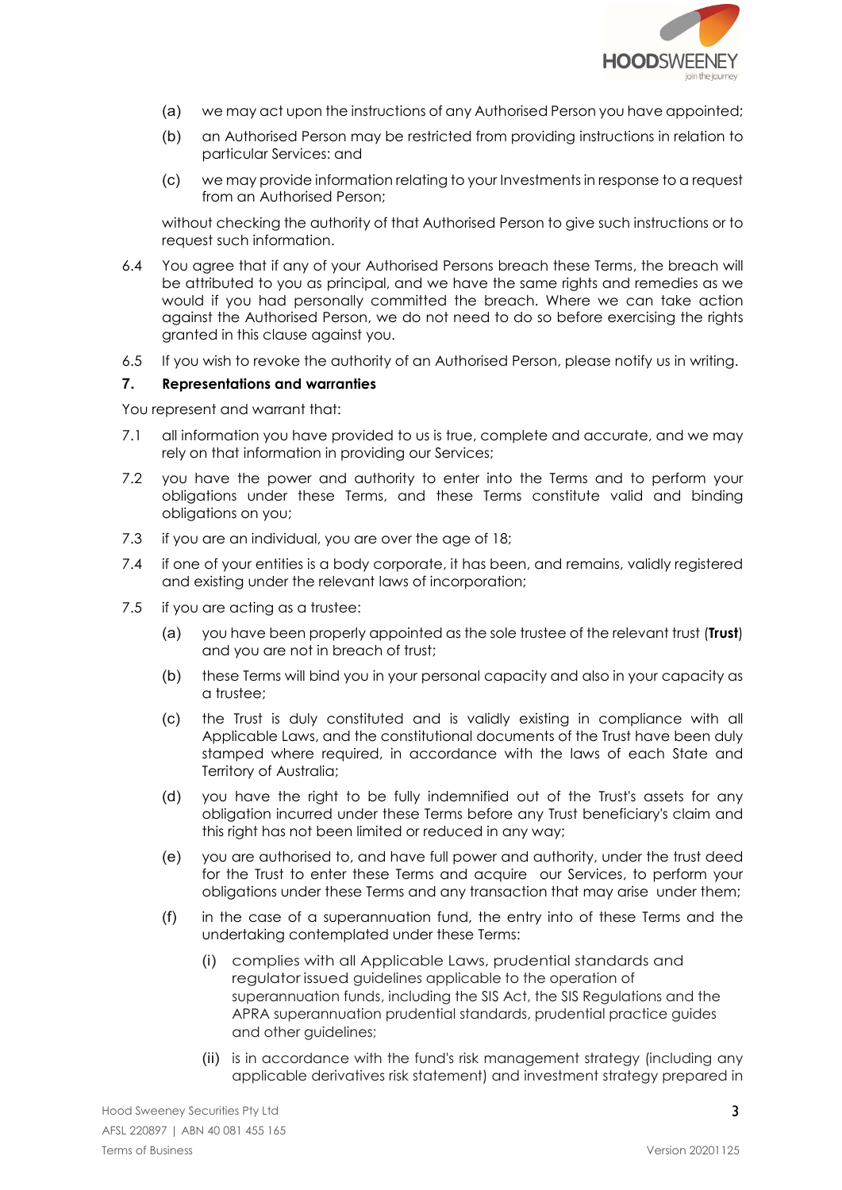(a) we may act upon the instructions of any Authorised Person you have appointed;

(b) an Authorised Person may be restricted from providing instructions in relation to particular Services: and

(c) we may provide information relating to your Investments in response to a request from an Authorised Person;

without checking the authority of that Authorised Person to give such instructions or to request such information.

6.4 You agree that if any of your Authorised Persons breach these Terms, the breach will be attributed to you as principal, and we have the same rights and remedies as we would if you had personally committed the breach. Where we can take action against the Authorised Person, we do not need to do so before exercising the rights granted in this clause against you.

6.5 If you wish to revoke the authority of an Authorised Person, please notify us in writing.

## 7. Representations and warranties

You represent and warrant that:

7.1 all information you have provided to us is true, complete and accurate, and we may rely on that information in providing our Services;

7.2 you have the power and authority to enter into the Terms and to perform your obligations under these Terms, and these Terms constitute valid and binding obligations on you;

7.3 if you are an individual, you are over the age of 18;

7.4 if one of your entities is a body corporate, it has been, and remains, validly registered and existing under the relevant laws of incorporation;

7.5 if you are acting as a trustee:

(a) you have been properly appointed as the sole trustee of the relevant trust (**Trust**) and you are not in breach of trust;

(b) these Terms will bind you in your personal capacity and also in your capacity as a trustee;

(c) the Trust is duly constituted and is validly existing in compliance with all Applicable Laws, and the constitutional documents of the Trust have been duly stamped where required, in accordance with the laws of each State and Territory of Australia;

(d) you have the right to be fully indemnified out of the Trust's assets for any obligation incurred under these Terms before any Trust beneficiary's claim and this right has not been limited or reduced in any way;

(e) you are authorised to, and have full power and authority, under the trust deed for the Trust to enter these Terms and acquire our Services, to perform your obligations under these Terms and any transaction that may arise under them;

(f) in the case of a superannuation fund, the entry into of these Terms and the undertaking contemplated under these Terms:

(i) complies with all Applicable Laws, prudential standards and regulator issued guidelines applicable to the operation of superannuation funds, including the SIS Act, the SIS Regulations and the APRA superannuation prudential standards, prudential practice guides and other guidelines;

(ii) is in accordance with the fund's risk management strategy (including any applicable derivatives risk statement) and investment strategy prepared in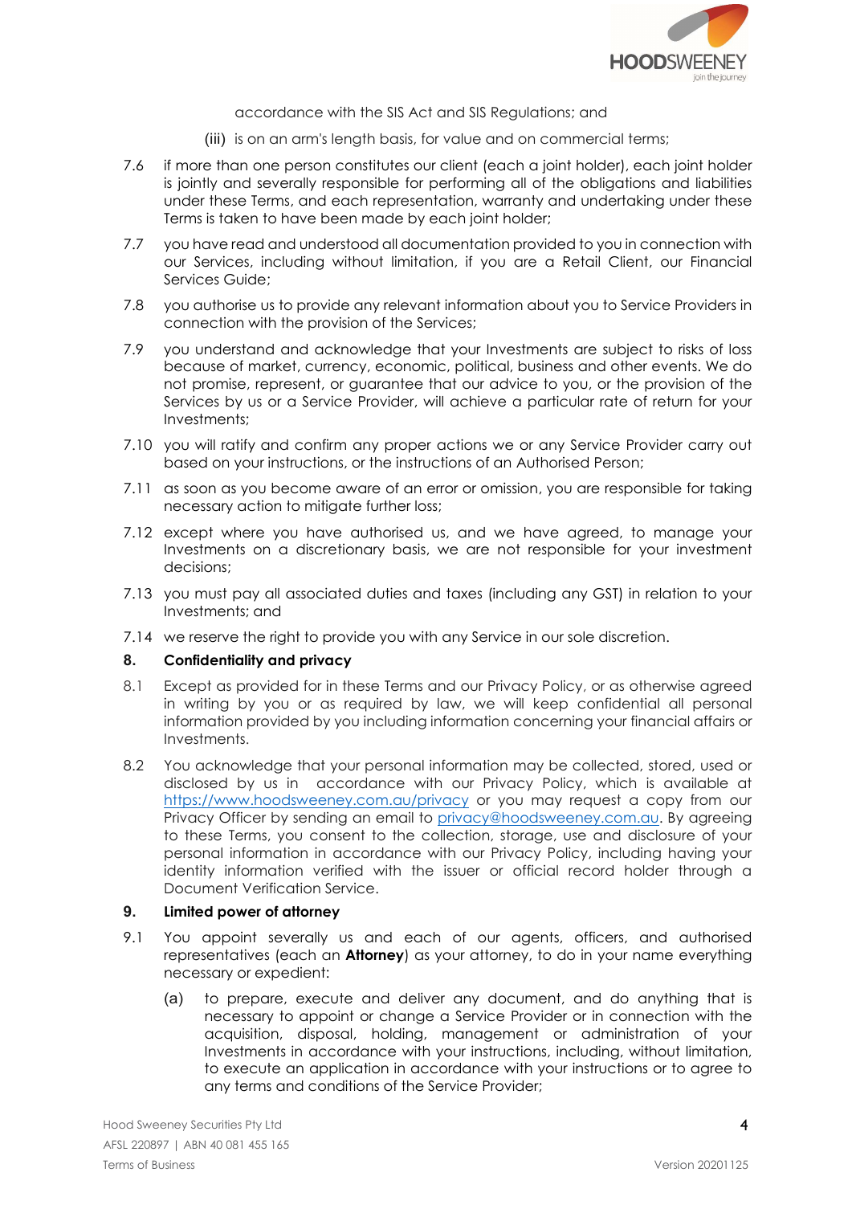accordance with the SIS Act and SIS Regulations; and

(iii) is on an arm's length basis, for value and on commercial terms;

7.6 if more than one person constitutes our client (each a joint holder), each joint holder is jointly and severally responsible for performing all of the obligations and liabilities under these Terms, and each representation, warranty and undertaking under these Terms is taken to have been made by each joint holder;

7.7 you have read and understood all documentation provided to you in connection with our Services, including without limitation, if you are a Retail Client, our Financial Services Guide;

7.8 you authorise us to provide any relevant information about you to Service Providers in connection with the provision of the Services;

7.9 you understand and acknowledge that your Investments are subject to risks of loss because of market, currency, economic, political, business and other events. We do not promise, represent, or guarantee that our advice to you, or the provision of the Services by us or a Service Provider, will achieve a particular rate of return for your Investments;

7.10 you will ratify and confirm any proper actions we or any Service Provider carry out based on your instructions, or the instructions of an Authorised Person;

7.11 as soon as you become aware of an error or omission, you are responsible for taking necessary action to mitigate further loss;

7.12 except where you have authorised us, and we have agreed, to manage your Investments on a discretionary basis, we are not responsible for your investment decisions;

7.13 you must pay all associated duties and taxes (including any GST) in relation to your Investments; and

7.14 we reserve the right to provide you with any Service in our sole discretion.

## 8. Confidentiality and privacy

8.1 Except as provided for in these Terms and our Privacy Policy, or as otherwise agreed in writing by you or as required by law, we will keep confidential all personal information provided by you including information concerning your financial affairs or Investments.

8.2 You acknowledge that your personal information may be collected, stored, used or disclosed by us in accordance with our Privacy Policy, which is available at https://www.hoodsweeney.com.au/privacy or you may request a copy from our Privacy Officer by sending an email to privacy@hoodsweeney.com.au. By agreeing to these Terms, you consent to the collection, storage, use and disclosure of your personal information in accordance with our Privacy Policy, including having your identity information verified with the issuer or official record holder through a Document Verification Service.

## 9. Limited power of attorney

9.1 You appoint severally us and each of our agents, officers, and authorised representatives (each an **Attorney**) as your attorney, to do in your name everything necessary or expedient:

(a) to prepare, execute and deliver any document, and do anything that is necessary to appoint or change a Service Provider or in connection with the acquisition, disposal, holding, management or administration of your Investments in accordance with your instructions, including, without limitation, to execute an application in accordance with your instructions or to agree to any terms and conditions of the Service Provider;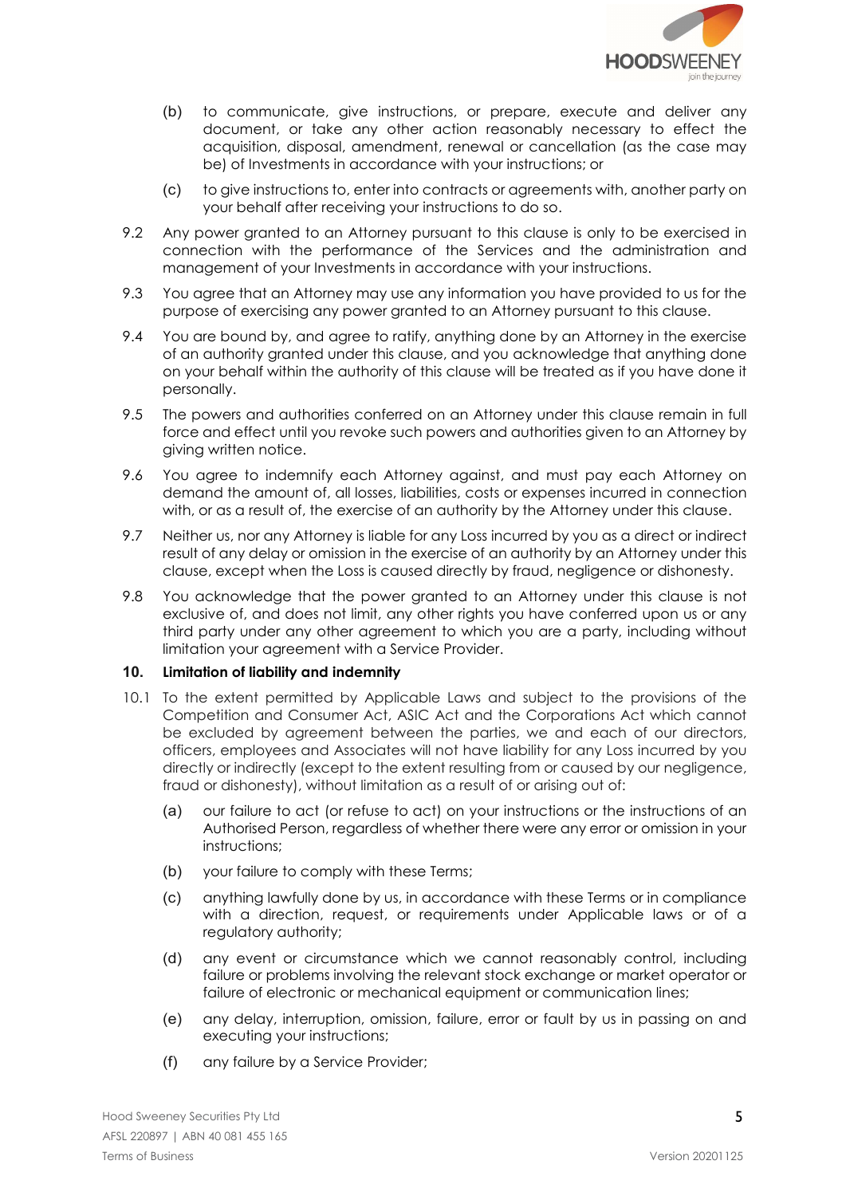(b) to communicate, give instructions, or prepare, execute and deliver any document, or take any other action reasonably necessary to effect the acquisition, disposal, amendment, renewal or cancellation (as the case may be) of Investments in accordance with your instructions; or

(c) to give instructions to, enter into contracts or agreements with, another party on your behalf after receiving your instructions to do so.

9.2 Any power granted to an Attorney pursuant to this clause is only to be exercised in connection with the performance of the Services and the administration and management of your Investments in accordance with your instructions.

9.3 You agree that an Attorney may use any information you have provided to us for the purpose of exercising any power granted to an Attorney pursuant to this clause.

9.4 You are bound by, and agree to ratify, anything done by an Attorney in the exercise of an authority granted under this clause, and you acknowledge that anything done on your behalf within the authority of this clause will be treated as if you have done it personally.

9.5 The powers and authorities conferred on an Attorney under this clause remain in full force and effect until you revoke such powers and authorities given to an Attorney by giving written notice.

9.6 You agree to indemnify each Attorney against, and must pay each Attorney on demand the amount of, all losses, liabilities, costs or expenses incurred in connection with, or as a result of, the exercise of an authority by the Attorney under this clause.

9.7 Neither us, nor any Attorney is liable for any Loss incurred by you as a direct or indirect result of any delay or omission in the exercise of an authority by an Attorney under this clause, except when the Loss is caused directly by fraud, negligence or dishonesty.

9.8 You acknowledge that the power granted to an Attorney under this clause is not exclusive of, and does not limit, any other rights you have conferred upon us or any third party under any other agreement to which you are a party, including without limitation your agreement with a Service Provider.

## 10. Limitation of liability and indemnity

10.1 To the extent permitted by Applicable Laws and subject to the provisions of the Competition and Consumer Act, ASIC Act and the Corporations Act which cannot be excluded by agreement between the parties, we and each of our directors, officers, employees and Associates will not have liability for any Loss incurred by you directly or indirectly (except to the extent resulting from or caused by our negligence, fraud or dishonesty), without limitation as a result of or arising out of:

(a) our failure to act (or refuse to act) on your instructions or the instructions of an Authorised Person, regardless of whether there were any error or omission in your instructions;

(b) your failure to comply with these Terms;

(c) anything lawfully done by us, in accordance with these Terms or in compliance with a direction, request, or requirements under Applicable laws or of a regulatory authority;

(d) any event or circumstance which we cannot reasonably control, including failure or problems involving the relevant stock exchange or market operator or failure of electronic or mechanical equipment or communication lines;

(e) any delay, interruption, omission, failure, error or fault by us in passing on and executing your instructions;

(f) any failure by a Service Provider;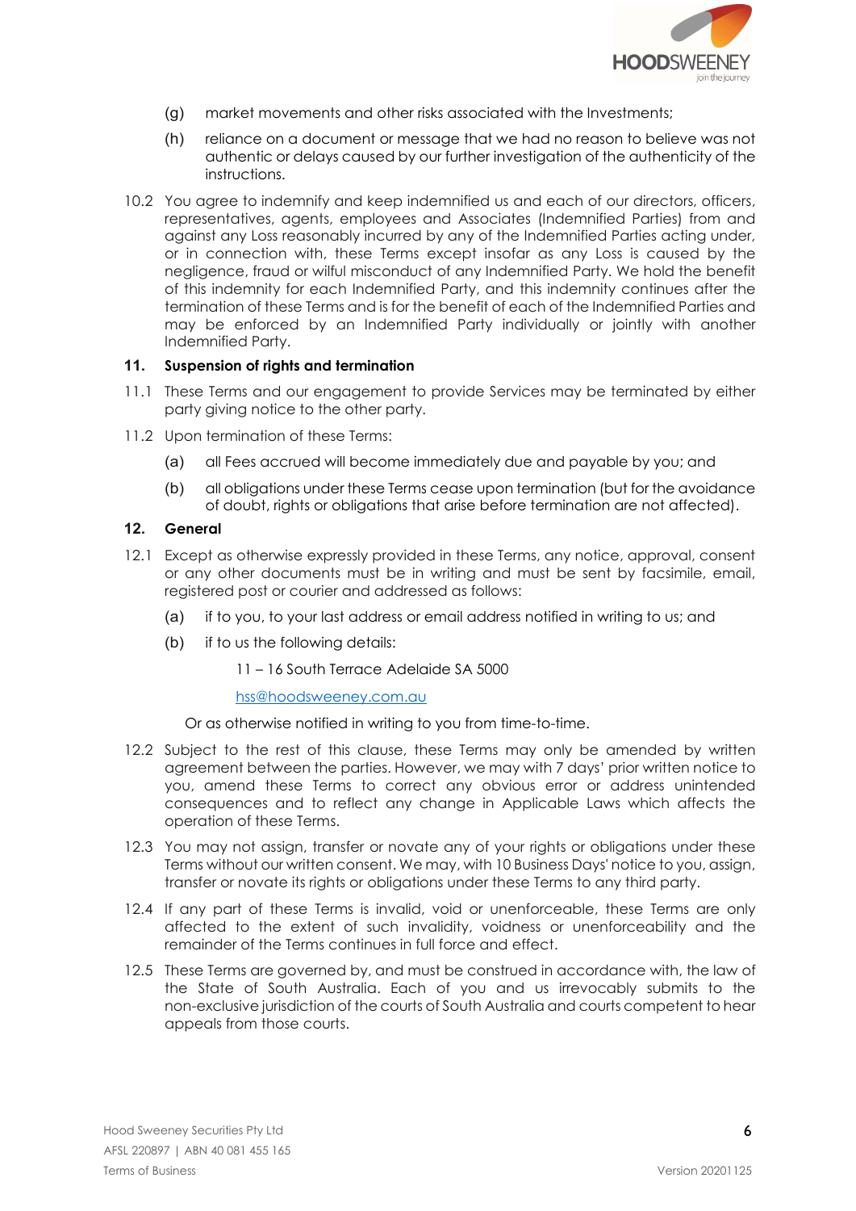(g) market movements and other risks associated with the Investments;

(h) reliance on a document or message that we had no reason to believe was not authentic or delays caused by our further investigation of the authenticity of the instructions.

10.2 You agree to indemnify and keep indemnified us and each of our directors, officers, representatives, agents, employees and Associates (Indemnified Parties) from and against any Loss reasonably incurred by any of the Indemnified Parties acting under, or in connection with, these Terms except insofar as any Loss is caused by the negligence, fraud or wilful misconduct of any Indemnified Party. We hold the benefit of this indemnity for each Indemnified Party, and this indemnity continues after the termination of these Terms and is for the benefit of each of the Indemnified Parties and may be enforced by an Indemnified Party individually or jointly with another Indemnified Party.

## 11. Suspension of rights and termination

11.1 These Terms and our engagement to provide Services may be terminated by either party giving notice to the other party.

11.2 Upon termination of these Terms:

(a) all Fees accrued will become immediately due and payable by you; and

(b) all obligations under these Terms cease upon termination (but for the avoidance of doubt, rights or obligations that arise before termination are not affected).

## 12. General

12.1 Except as otherwise expressly provided in these Terms, any notice, approval, consent or any other documents must be in writing and must be sent by facsimile, email, registered post or courier and addressed as follows:

(a) if to you, to your last address or email address notified in writing to us; and

(b) if to us the following details:

11 – 16 South Terrace Adelaide SA 5000

hss@hoodsweeney.com.au

Or as otherwise notified in writing to you from time-to-time.

12.2 Subject to the rest of this clause, these Terms may only be amended by written agreement between the parties. However, we may with 7 days' prior written notice to you, amend these Terms to correct any obvious error or address unintended consequences and to reflect any change in Applicable Laws which affects the operation of these Terms.

12.3 You may not assign, transfer or novate any of your rights or obligations under these Terms without our written consent. We may, with 10 Business Days' notice to you, assign, transfer or novate its rights or obligations under these Terms to any third party.

12.4 If any part of these Terms is invalid, void or unenforceable, these Terms are only affected to the extent of such invalidity, voidness or unenforceability and the remainder of the Terms continues in full force and effect.

12.5 These Terms are governed by, and must be construed in accordance with, the law of the State of South Australia. Each of you and us irrevocably submits to the non-exclusive jurisdiction of the courts of South Australia and courts competent to hear appeals from those courts.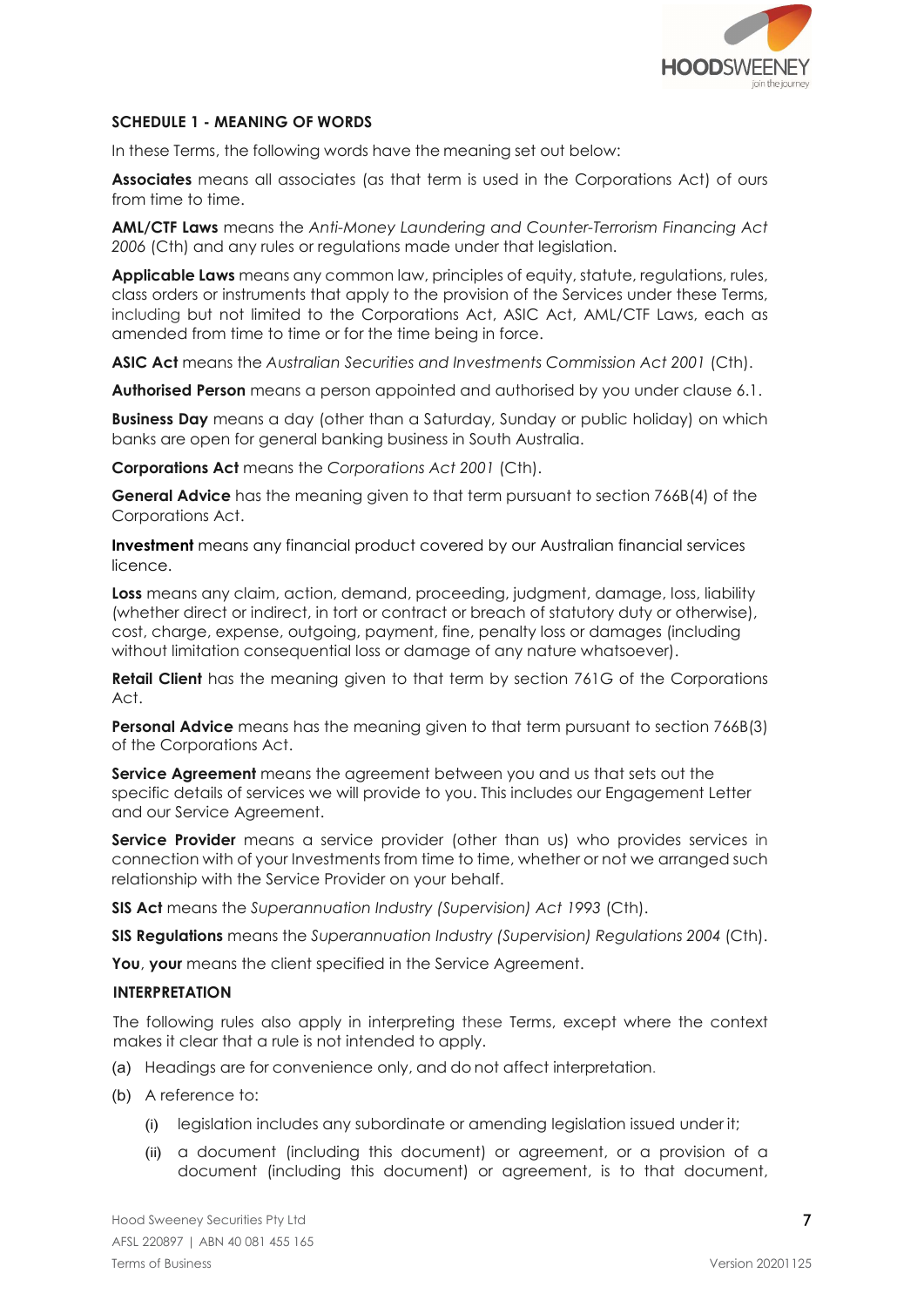## SCHEDULE 1 - MEANING OF WORDS

In these Terms, the following words have the meaning set out below:

**Associates** means all associates (as that term is used in the Corporations Act) of ours from time to time.

**AML/CTF Laws** means the *Anti-Money Laundering and Counter-Terrorism Financing Act 2006* (Cth) and any rules or regulations made under that legislation.

**Applicable Laws** means any common law, principles of equity, statute, regulations, rules, class orders or instruments that apply to the provision of the Services under these Terms, including but not limited to the Corporations Act, ASIC Act, AML/CTF Laws, each as amended from time to time or for the time being in force.

**ASIC Act** means the *Australian Securities and Investments Commission Act 2001* (Cth).

**Authorised Person** means a person appointed and authorised by you under clause 6.1.

**Business Day** means a day (other than a Saturday, Sunday or public holiday) on which banks are open for general banking business in South Australia.

**Corporations Act** means the *Corporations Act 2001* (Cth).

**General Advice** has the meaning given to that term pursuant to section 766B(4) of the Corporations Act.

**Investment** means any financial product covered by our Australian financial services licence.

**Loss** means any claim, action, demand, proceeding, judgment, damage, loss, liability (whether direct or indirect, in tort or contract or breach of statutory duty or otherwise), cost, charge, expense, outgoing, payment, fine, penalty loss or damages (including without limitation consequential loss or damage of any nature whatsoever).

**Retail Client** has the meaning given to that term by section 761G of the Corporations Act.

**Personal Advice** means has the meaning given to that term pursuant to section 766B(3) of the Corporations Act.

**Service Agreement** means the agreement between you and us that sets out the specific details of services we will provide to you. This includes our Engagement Letter and our Service Agreement.

**Service Provider** means a service provider (other than us) who provides services in connection with of your Investments from time to time, whether or not we arranged such relationship with the Service Provider on your behalf.

**SIS Act** means the *Superannuation Industry (Supervision) Act 1993* (Cth).

**SIS Regulations** means the *Superannuation Industry (Supervision) Regulations 2004* (Cth).

**You**, **your** means the client specified in the Service Agreement.

### INTERPRETATION

The following rules also apply in interpreting these Terms, except where the context makes it clear that a rule is not intended to apply.

(a) Headings are for convenience only, and do not affect interpretation.

(b) A reference to:

  (i) legislation includes any subordinate or amending legislation issued under it;

  (ii) a document (including this document) or agreement, or a provision of a document (including this document) or agreement, is to that document,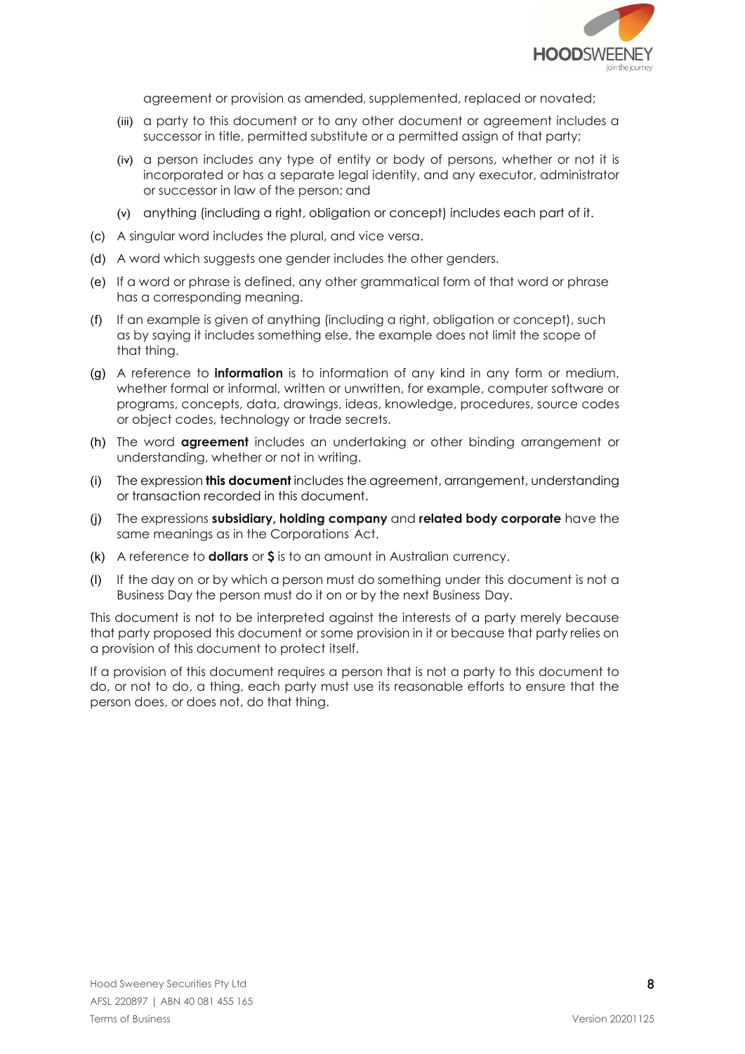agreement or provision as amended, supplemented, replaced or novated;

(iii) a party to this document or to any other document or agreement includes a successor in title, permitted substitute or a permitted assign of that party;

(iv) a person includes any type of entity or body of persons, whether or not it is incorporated or has a separate legal identity, and any executor, administrator or successor in law of the person; and

(v) anything (including a right, obligation or concept) includes each part of it.

(c) A singular word includes the plural, and vice versa.

(d) A word which suggests one gender includes the other genders.

(e) If a word or phrase is defined, any other grammatical form of that word or phrase has a corresponding meaning.

(f) If an example is given of anything (including a right, obligation or concept), such as by saying it includes something else, the example does not limit the scope of that thing.

(g) A reference to **information** is to information of any kind in any form or medium, whether formal or informal, written or unwritten, for example, computer software or programs, concepts, data, drawings, ideas, knowledge, procedures, source codes or object codes, technology or trade secrets.

(h) The word **agreement** includes an undertaking or other binding arrangement or understanding, whether or not in writing.

(i) The expression **this document** includes the agreement, arrangement, understanding or transaction recorded in this document.

(j) The expressions **subsidiary, holding company** and **related body corporate** have the same meanings as in the Corporations Act.

(k) A reference to **dollars** or **$** is to an amount in Australian currency.

(l) If the day on or by which a person must do something under this document is not a Business Day the person must do it on or by the next Business Day.

This document is not to be interpreted against the interests of a party merely because that party proposed this document or some provision in it or because that party relies on a provision of this document to protect itself.

If a provision of this document requires a person that is not a party to this document to do, or not to do, a thing, each party must use its reasonable efforts to ensure that the person does, or does not, do that thing.